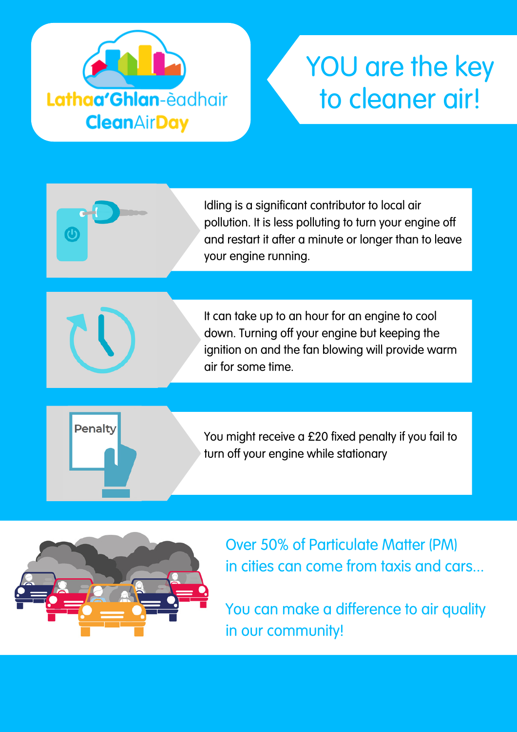Lathaa'Ghlan-èadhair

CleanAirDay

# YOU are the key to cleaner air!

Idling is a significant contributor to local air pollution. It is less polluting to turn your engine off and restart it after a minute or longer than to leave your engine running.

It can take up to an hour for an engine to cool down. Turning off your engine but keeping the ignition on and the fan blowing will provide warm air for some time.

Penalty

You might receive a £20 fixed penalty if you fail to turn off your engine while stationary

Over 50% of Particulate Matter (PM) in cities can come from taxis and cars...

You can make a difference to air quality in our community!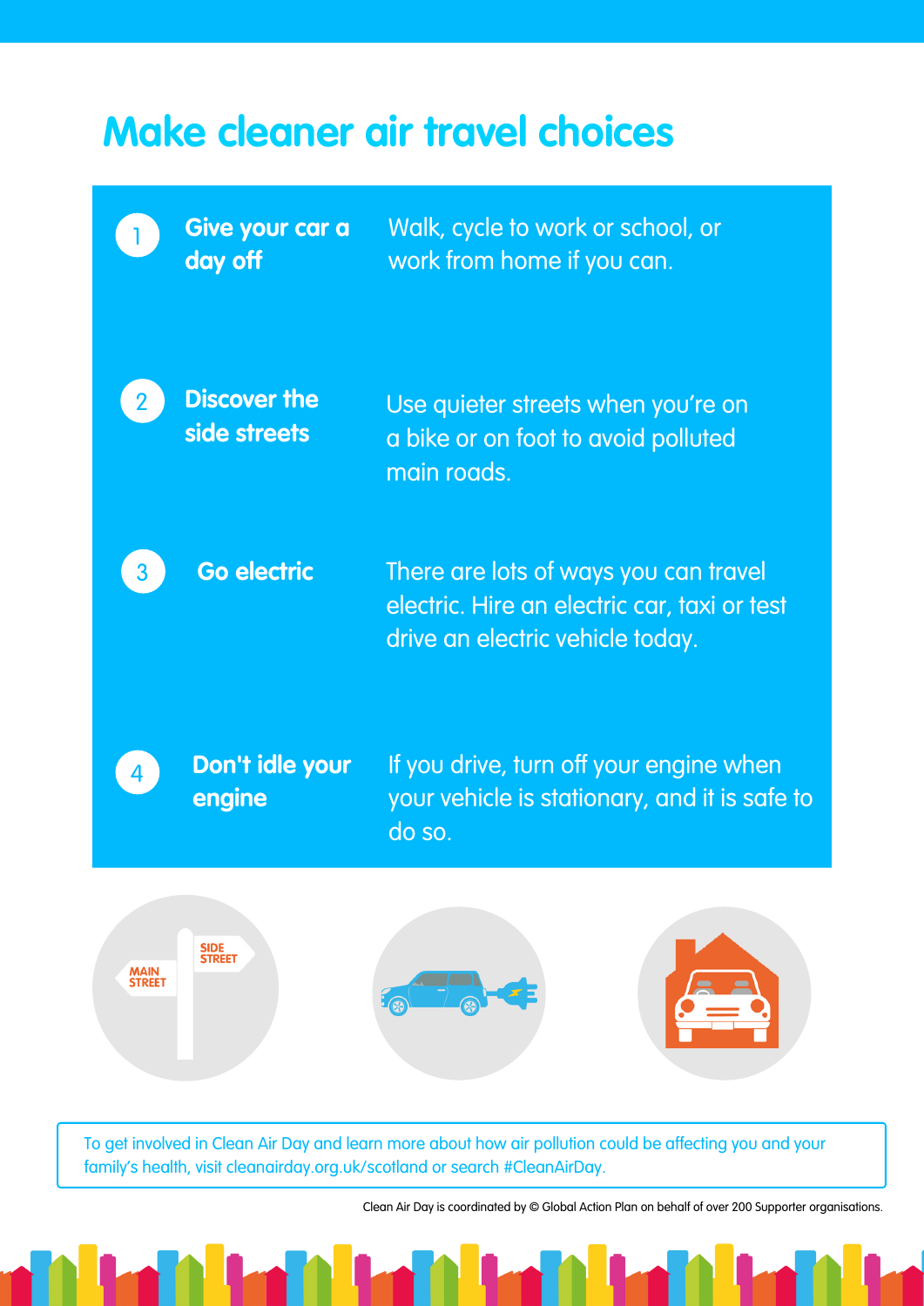# Make cleaner air travel choices

1. **Give your car a day off** — Walk, cycle to work or school, or work from home if you can.

2. **Discover the side streets** — Use quieter streets when you're on a bike or on foot to avoid polluted main roads.

3. **Go electric** — There are lots of ways you can travel electric. Hire an electric car, taxi or test drive an electric vehicle today.

4. **Don't idle your engine** — If you drive, turn off your engine when your vehicle is stationary, and it is safe to do so.

MAIN STREET

SIDE STREET

To get involved in Clean Air Day and learn more about how air pollution could be affecting you and your family's health, visit cleanairday.org.uk/scotland or search #CleanAirDay.

Clean Air Day is coordinated by © Global Action Plan on behalf of over 200 Supporter organisations.